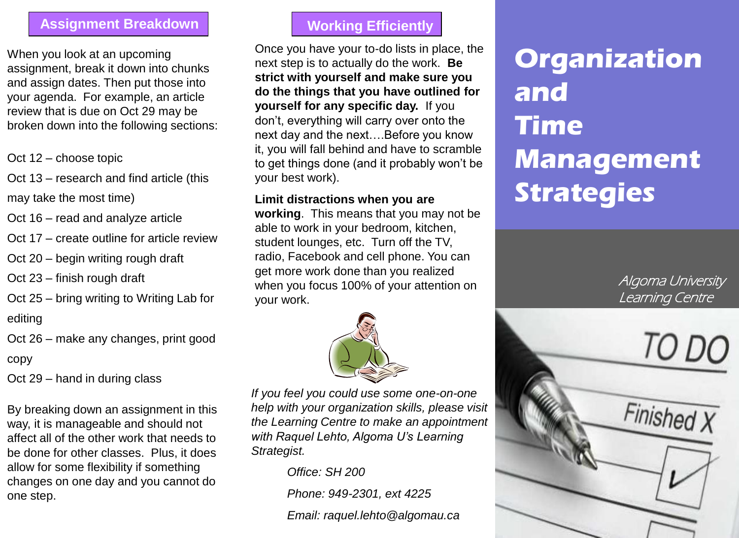# Organization and Time Management Strategies

*Algoma University Learning Centre*

## Assignment Breakdown

When you look at an upcoming assignment, break it down into chunks and assign dates. Then put those into your agenda. For example, an article review that is due on Oct 29 may be broken down into the following sections:

Oct 12 – choose topic

Oct 13 – research and find article (this may take the most time)

Oct 16 – read and analyze article

Oct 17 – create outline for article review

Oct 20 – begin writing rough draft

Oct 23 – finish rough draft

Oct 25 – bring writing to Writing Lab for editing

Oct 26 – make any changes, print good copy

Oct 29 – hand in during class

By breaking down an assignment in this way, it is manageable and should not affect all of the other work that needs to be done for other classes. Plus, it does allow for some flexibility if something changes on one day and you cannot do one step.

## Working Efficiently

Once you have your to-do lists in place, the next step is to actually do the work. **Be strict with yourself and make sure you do the things that you have outlined for yourself for any specific day.** If you don't, everything will carry over onto the next day and the next….Before you know it, you will fall behind and have to scramble to get things done (and it probably won't be your best work).

**Limit distractions when you are working**. This means that you may not be able to work in your bedroom, kitchen, student lounges, etc. Turn off the TV, radio, Facebook and cell phone. You can get more work done than you realized when you focus 100% of your attention on your work.

*If you feel you could use some one-on-one help with your organization skills, please visit the Learning Centre to make an appointment with Raquel Lehto, Algoma U's Learning Strategist.*

*Office: SH 200*

*Phone: 949-2301, ext 4225*

*Email: raquel.lehto@algomau.ca*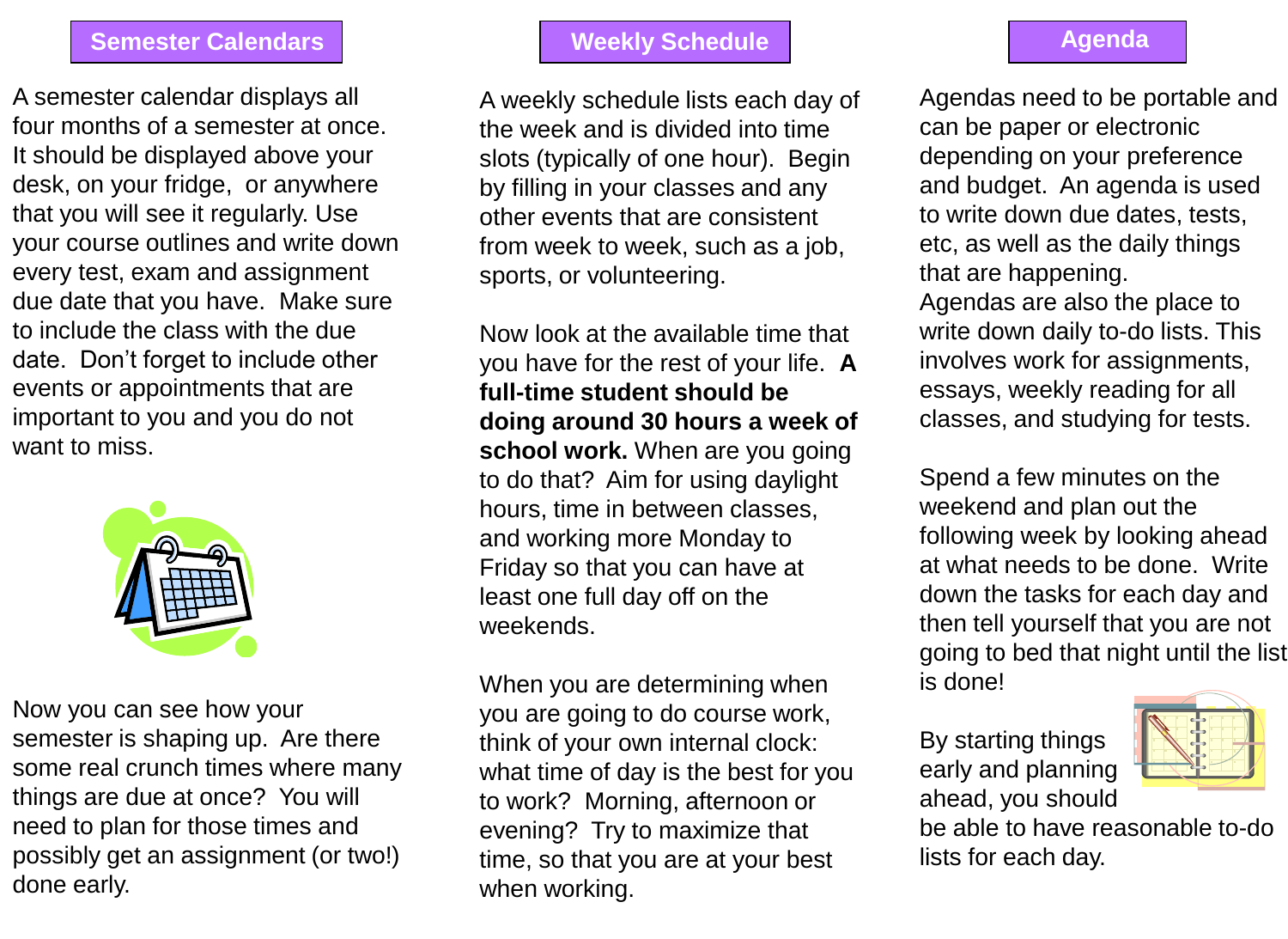## Semester Calendars

A semester calendar displays all four months of a semester at once. It should be displayed above your desk, on your fridge, or anywhere that you will see it regularly. Use your course outlines and write down every test, exam and assignment due date that you have. Make sure to include the class with the due date. Don't forget to include other events or appointments that are important to you and you do not want to miss.

Now you can see how your semester is shaping up. Are there some real crunch times where many things are due at once? You will need to plan for those times and possibly get an assignment (or two!) done early.

## Weekly Schedule

A weekly schedule lists each day of the week and is divided into time slots (typically of one hour). Begin by filling in your classes and any other events that are consistent from week to week, such as a job, sports, or volunteering.

Now look at the available time that you have for the rest of your life. **A full-time student should be doing around 30 hours a week of school work.** When are you going to do that? Aim for using daylight hours, time in between classes, and working more Monday to Friday so that you can have at least one full day off on the weekends.

When you are determining when you are going to do course work, think of your own internal clock: what time of day is the best for you to work? Morning, afternoon or evening? Try to maximize that time, so that you are at your best when working.

## Agenda

Agendas need to be portable and can be paper or electronic depending on your preference and budget. An agenda is used to write down due dates, tests, etc, as well as the daily things that are happening.
Agendas are also the place to write down daily to-do lists. This involves work for assignments, essays, weekly reading for all classes, and studying for tests.

Spend a few minutes on the weekend and plan out the following week by looking ahead at what needs to be done. Write down the tasks for each day and then tell yourself that you are not going to bed that night until the list is done!

By starting things early and planning ahead, you should be able to have reasonable to-do lists for each day.